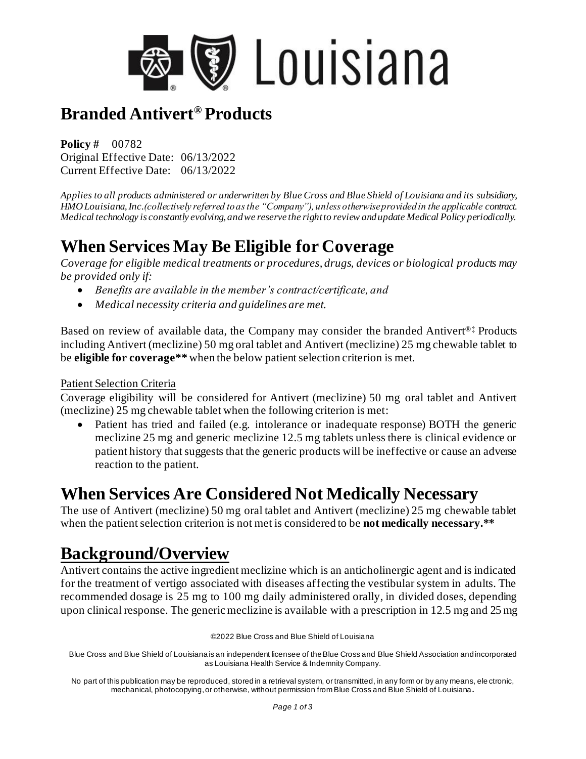# Branded Antivert® Products

**Policy #** 00782
Original Effective Date: 06/13/2022
Current Effective Date: 06/13/2022

*Applies to all products administered or underwritten by Blue Cross and Blue Shield of Louisiana and its subsidiary, HMO Louisiana, Inc.(collectively referred to as the "Company"), unless otherwise provided in the applicable contract. Medical technology is constantly evolving, and we reserve the right to review and update Medical Policy periodically.*

## When Services May Be Eligible for Coverage

*Coverage for eligible medical treatments or procedures, drugs, devices or biological products may be provided only if:*

- *Benefits are available in the member's contract/certificate, and*
- *Medical necessity criteria and guidelines are met.*

Based on review of available data, the Company may consider the branded Antivert®‡ Products including Antivert (meclizine) 50 mg oral tablet and Antivert (meclizine) 25 mg chewable tablet to be **eligible for coverage**** when the below patient selection criterion is met.

Patient Selection Criteria

Coverage eligibility will be considered for Antivert (meclizine) 50 mg oral tablet and Antivert (meclizine) 25 mg chewable tablet when the following criterion is met:

- Patient has tried and failed (e.g. intolerance or inadequate response) BOTH the generic meclizine 25 mg and generic meclizine 12.5 mg tablets unless there is clinical evidence or patient history that suggests that the generic products will be ineffective or cause an adverse reaction to the patient.

## When Services Are Considered Not Medically Necessary

The use of Antivert (meclizine) 50 mg oral tablet and Antivert (meclizine) 25 mg chewable tablet when the patient selection criterion is not met is considered to be **not medically necessary.****

## Background/Overview

Antivert contains the active ingredient meclizine which is an anticholinergic agent and is indicated for the treatment of vertigo associated with diseases affecting the vestibular system in adults. The recommended dosage is 25 mg to 100 mg daily administered orally, in divided doses, depending upon clinical response. The generic meclizine is available with a prescription in 12.5 mg and 25 mg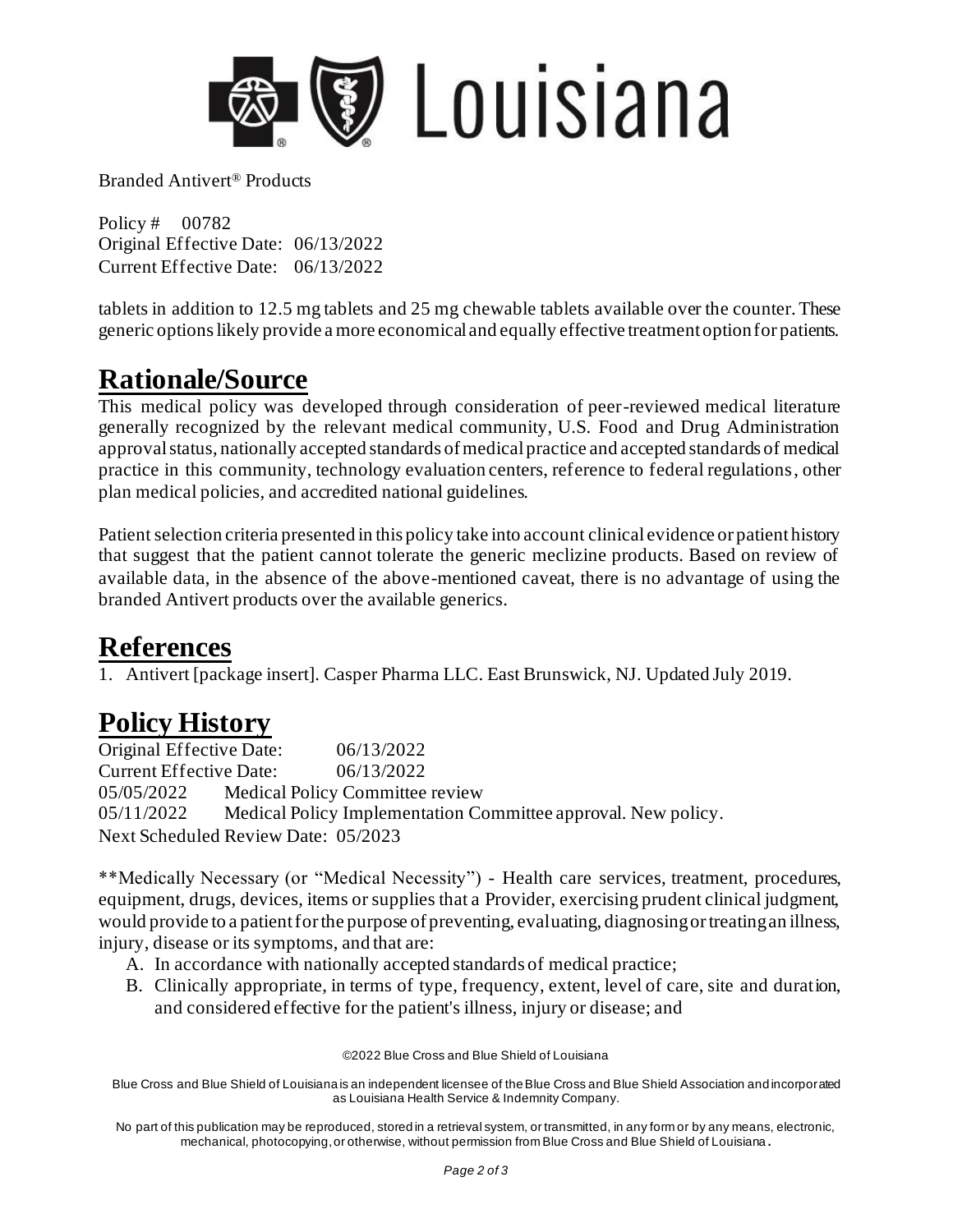tablets in addition to 12.5 mg tablets and 25 mg chewable tablets available over the counter. These generic options likely provide a more economical and equally effective treatment option for patients.

# Rationale/Source

This medical policy was developed through consideration of peer-reviewed medical literature generally recognized by the relevant medical community, U.S. Food and Drug Administration approval status, nationally accepted standards of medical practice and accepted standards of medical practice in this community, technology evaluation centers, reference to federal regulations, other plan medical policies, and accredited national guidelines.

Patient selection criteria presented in this policy take into account clinical evidence or patient history that suggest that the patient cannot tolerate the generic meclizine products. Based on review of available data, in the absence of the above-mentioned caveat, there is no advantage of using the branded Antivert products over the available generics.

# References

1. Antivert [package insert]. Casper Pharma LLC. East Brunswick, NJ. Updated July 2019.

# Policy History

Original Effective Date: 06/13/2022
Current Effective Date: 06/13/2022
05/05/2022 Medical Policy Committee review
05/11/2022 Medical Policy Implementation Committee approval. New policy.
Next Scheduled Review Date: 05/2023

**Medically Necessary (or "Medical Necessity") - Health care services, treatment, procedures, equipment, drugs, devices, items or supplies that a Provider, exercising prudent clinical judgment, would provide to a patient for the purpose of preventing, evaluating, diagnosing or treating an illness, injury, disease or its symptoms, and that are:

A. In accordance with nationally accepted standards of medical practice;
B. Clinically appropriate, in terms of type, frequency, extent, level of care, site and duration, and considered effective for the patient's illness, injury or disease; and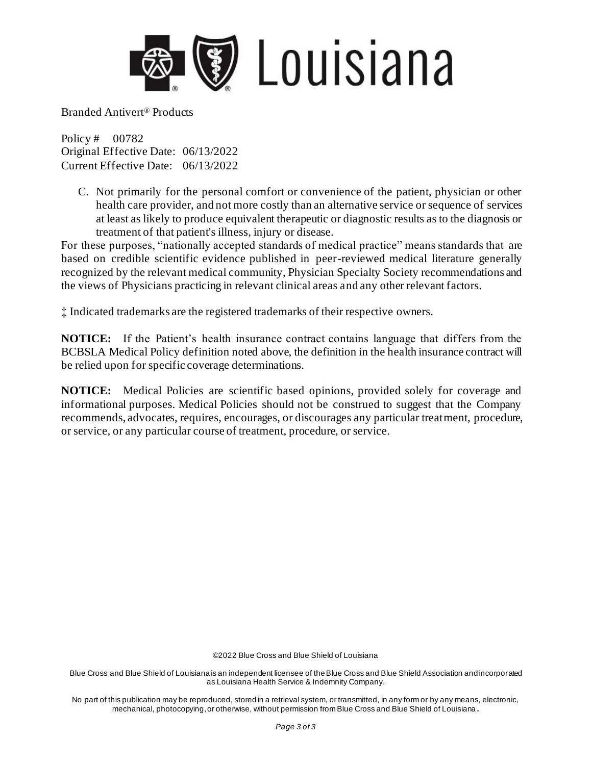C. Not primarily for the personal comfort or convenience of the patient, physician or other health care provider, and not more costly than an alternative service or sequence of services at least as likely to produce equivalent therapeutic or diagnostic results as to the diagnosis or treatment of that patient's illness, injury or disease.

For these purposes, "nationally accepted standards of medical practice" means standards that are based on credible scientific evidence published in peer-reviewed medical literature generally recognized by the relevant medical community, Physician Specialty Society recommendations and the views of Physicians practicing in relevant clinical areas and any other relevant factors.

‡ Indicated trademarks are the registered trademarks of their respective owners.

**NOTICE:** If the Patient's health insurance contract contains language that differs from the BCBSLA Medical Policy definition noted above, the definition in the health insurance contract will be relied upon for specific coverage determinations.

**NOTICE:** Medical Policies are scientific based opinions, provided solely for coverage and informational purposes. Medical Policies should not be construed to suggest that the Company recommends, advocates, requires, encourages, or discourages any particular treatment, procedure, or service, or any particular course of treatment, procedure, or service.

©2022 Blue Cross and Blue Shield of Louisiana

Blue Cross and Blue Shield of Louisiana is an independent licensee of the Blue Cross and Blue Shield Association and incorporated as Louisiana Health Service & Indemnity Company.

No part of this publication may be reproduced, stored in a retrieval system, or transmitted, in any form or by any means, electronic, mechanical, photocopying, or otherwise, without permission from Blue Cross and Blue Shield of Louisiana.